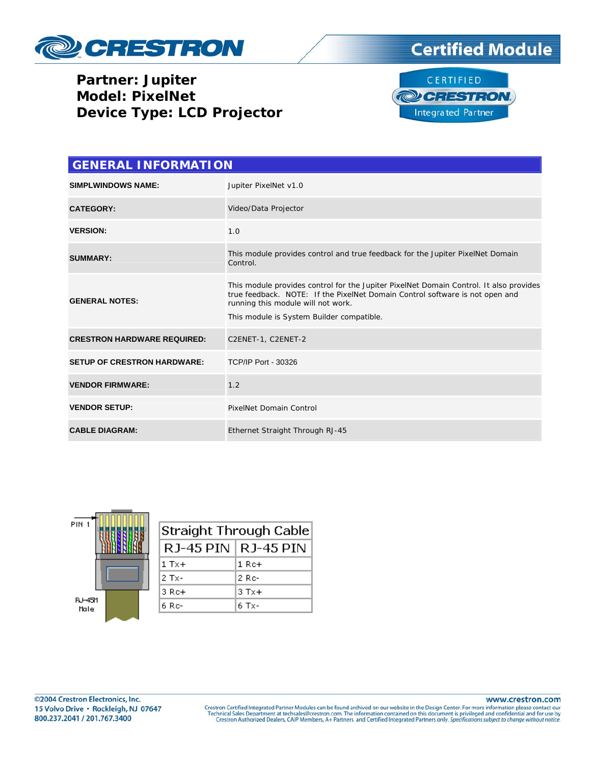# Partner: Jupiter
# Model: PixelNet
# Device Type: LCD Projector

## GENERAL INFORMATION

| | |
|---|---|
| **SIMPLWINDOWS NAME:** | Jupiter PixelNet v1.0 |
| **CATEGORY:** | Video/Data Projector |
| **VERSION:** | 1.0 |
| **SUMMARY:** | This module provides control and true feedback for the Jupiter PixelNet Domain Control. |
| **GENERAL NOTES:** | This module provides control for the Jupiter PixelNet Domain Control. It also provides true feedback. NOTE: If the PixelNet Domain Control software is not open and running this module will not work. This module is System Builder compatible. |
| **CRESTRON HARDWARE REQUIRED:** | C2ENET-1, C2ENET-2 |
| **SETUP OF CRESTRON HARDWARE:** | TCP/IP Port - 30326 |
| **VENDOR FIRMWARE:** | 1.2 |
| **VENDOR SETUP:** | PixelNet Domain Control |
| **CABLE DIAGRAM:** | Ethernet Straight Through RJ-45 |

PIN 1

RJ-45M Male

| Straight Through Cable | |
|---|---|
| RJ-45 PIN | RJ-45 PIN |
| 1 Tx+ | 1 Rc+ |
| 2 Tx- | 2 Rc- |
| 3 Rc+ | 3 Tx+ |
| 6 Rc- | 6 Tx- |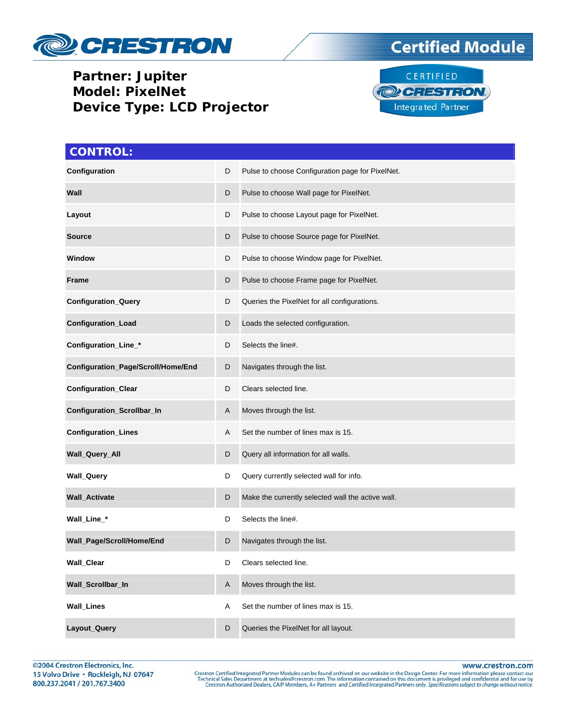**Partner: Jupiter**
**Model: PixelNet**
**Device Type: LCD Projector**

## CONTROL:

| | | |
|---|---|---|
| **Configuration** | D | Pulse to choose Configuration page for PixelNet. |
| **Wall** | D | Pulse to choose Wall page for PixelNet. |
| **Layout** | D | Pulse to choose Layout page for PixelNet. |
| **Source** | D | Pulse to choose Source page for PixelNet. |
| **Window** | D | Pulse to choose Window page for PixelNet. |
| **Frame** | D | Pulse to choose Frame page for PixelNet. |
| **Configuration_Query** | D | Queries the PixelNet for all configurations. |
| **Configuration_Load** | D | Loads the selected configuration. |
| **Configuration_Line_*** | D | Selects the line#. |
| **Configuration_Page/Scroll/Home/End** | D | Navigates through the list. |
| **Configuration_Clear** | D | Clears selected line. |
| **Configuration_Scrollbar_In** | A | Moves through the list. |
| **Configuration_Lines** | A | Set the number of lines max is 15. |
| **Wall_Query_All** | D | Query all information for all walls. |
| **Wall_Query** | D | Query currently selected wall for info. |
| **Wall_Activate** | D | Make the currently selected wall the active wall. |
| **Wall_Line_*** | D | Selects the line#. |
| **Wall_Page/Scroll/Home/End** | D | Navigates through the list. |
| **Wall_Clear** | D | Clears selected line. |
| **Wall_Scrollbar_In** | A | Moves through the list. |
| **Wall_Lines** | A | Set the number of lines max is 15. |
| **Layout_Query** | D | Queries the PixelNet for all layout. |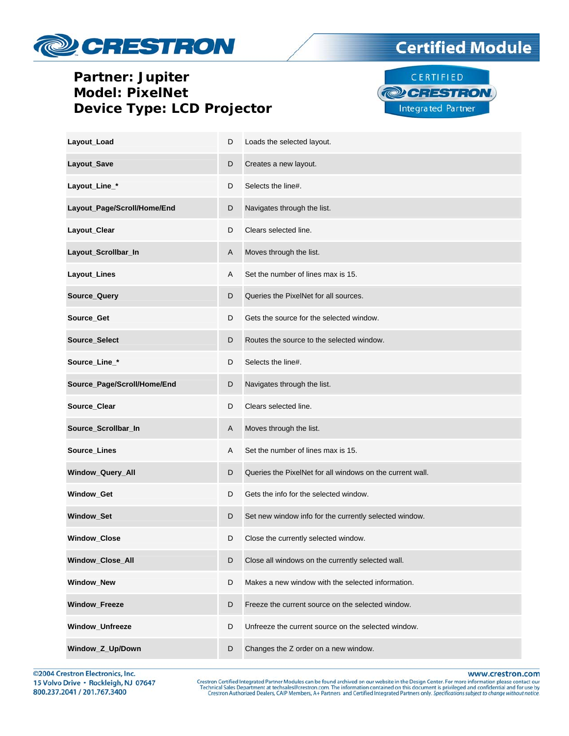**Partner: Jupiter**
**Model: PixelNet**
**Device Type: LCD Projector**

| | | |
|---|---|---|
| **Layout_Load** | D | Loads the selected layout. |
| **Layout_Save** | D | Creates a new layout. |
| **Layout_Line_*** | D | Selects the line#. |
| **Layout_Page/Scroll/Home/End** | D | Navigates through the list. |
| **Layout_Clear** | D | Clears selected line. |
| **Layout_Scrollbar_In** | A | Moves through the list. |
| **Layout_Lines** | A | Set the number of lines max is 15. |
| **Source_Query** | D | Queries the PixelNet for all sources. |
| **Source_Get** | D | Gets the source for the selected window. |
| **Source_Select** | D | Routes the source to the selected window. |
| **Source_Line_*** | D | Selects the line#. |
| **Source_Page/Scroll/Home/End** | D | Navigates through the list. |
| **Source_Clear** | D | Clears selected line. |
| **Source_Scrollbar_In** | A | Moves through the list. |
| **Source_Lines** | A | Set the number of lines max is 15. |
| **Window_Query_All** | D | Queries the PixelNet for all windows on the current wall. |
| **Window_Get** | D | Gets the info for the selected window. |
| **Window_Set** | D | Set new window info for the currently selected window. |
| **Window_Close** | D | Close the currently selected window. |
| **Window_Close_All** | D | Close all windows on the currently selected wall. |
| **Window_New** | D | Makes a new window with the selected information. |
| **Window_Freeze** | D | Freeze the current source on the selected window. |
| **Window_Unfreeze** | D | Unfreeze the current source on the selected window. |
| **Window_Z_Up/Down** | D | Changes the Z order on a new window. |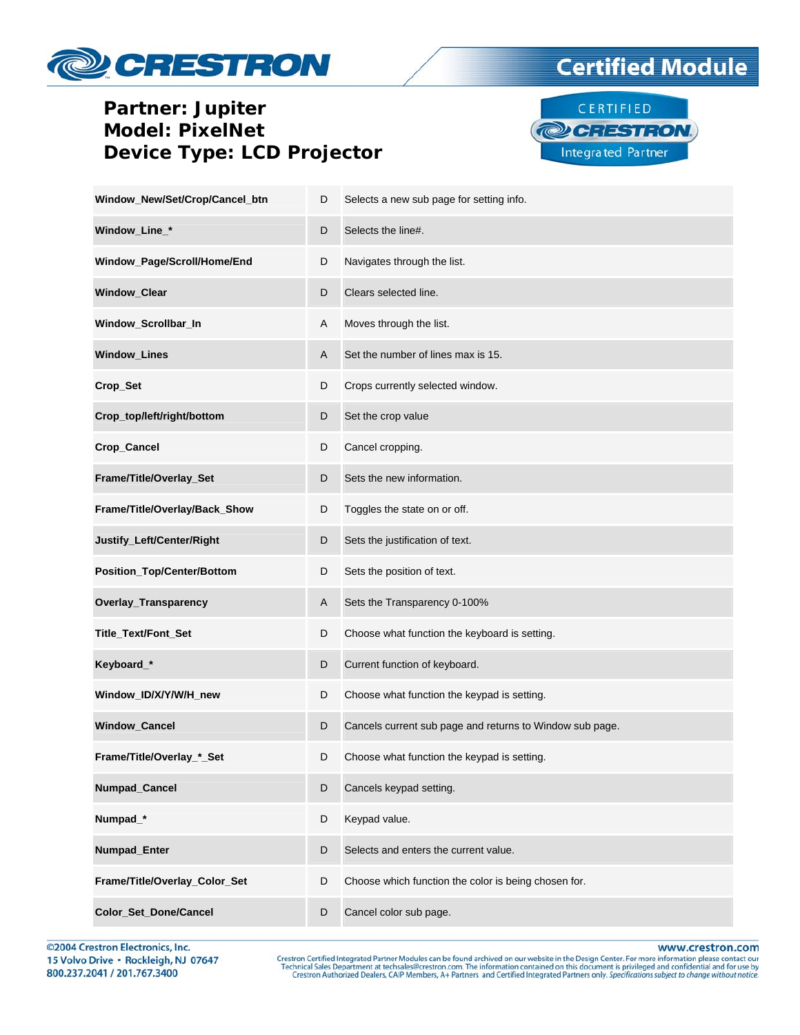**Partner: Jupiter**
**Model: PixelNet**
**Device Type: LCD Projector**

| | | |
|---|---|---|
| **Window_New/Set/Crop/Cancel_btn** | D | Selects a new sub page for setting info. |
| **Window_Line_*** | D | Selects the line#. |
| **Window_Page/Scroll/Home/End** | D | Navigates through the list. |
| **Window_Clear** | D | Clears selected line. |
| **Window_Scrollbar_In** | A | Moves through the list. |
| **Window_Lines** | A | Set the number of lines max is 15. |
| **Crop_Set** | D | Crops currently selected window. |
| **Crop_top/left/right/bottom** | D | Set the crop value |
| **Crop_Cancel** | D | Cancel cropping. |
| **Frame/Title/Overlay_Set** | D | Sets the new information. |
| **Frame/Title/Overlay/Back_Show** | D | Toggles the state on or off. |
| **Justify_Left/Center/Right** | D | Sets the justification of text. |
| **Position_Top/Center/Bottom** | D | Sets the position of text. |
| **Overlay_Transparency** | A | Sets the Transparency 0-100% |
| **Title_Text/Font_Set** | D | Choose what function the keyboard is setting. |
| **Keyboard_*** | D | Current function of keyboard. |
| **Window_ID/X/Y/W/H_new** | D | Choose what function the keypad is setting. |
| **Window_Cancel** | D | Cancels current sub page and returns to Window sub page. |
| **Frame/Title/Overlay_*_Set** | D | Choose what function the keypad is setting. |
| **Numpad_Cancel** | D | Cancels keypad setting. |
| **Numpad_*** | D | Keypad value. |
| **Numpad_Enter** | D | Selects and enters the current value. |
| **Frame/Title/Overlay_Color_Set** | D | Choose which function the color is being chosen for. |
| **Color_Set_Done/Cancel** | D | Cancel color sub page. |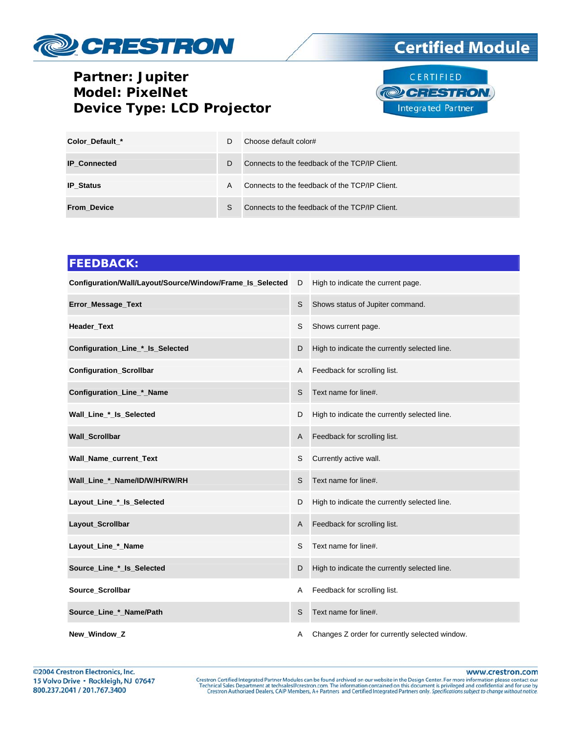**Partner: Jupiter**
**Model: PixelNet**
**Device Type: LCD Projector**

| | | |
|---|---|---|
| **Color_Default_*** | D | Choose default color# |
| **IP_Connected** | D | Connects to the feedback of the TCP/IP Client. |
| **IP_Status** | A | Connects to the feedback of the TCP/IP Client. |
| **From_Device** | S | Connects to the feedback of the TCP/IP Client. |

## FEEDBACK:

| | | |
|---|---|---|
| **Configuration/Wall/Layout/Source/Window/Frame_Is_Selected** | D | High to indicate the current page. |
| **Error_Message_Text** | S | Shows status of Jupiter command. |
| **Header_Text** | S | Shows current page. |
| **Configuration_Line_*_Is_Selected** | D | High to indicate the currently selected line. |
| **Configuration_Scrollbar** | A | Feedback for scrolling list. |
| **Configuration_Line_*_Name** | S | Text name for line#. |
| **Wall_Line_*_Is_Selected** | D | High to indicate the currently selected line. |
| **Wall_Scrollbar** | A | Feedback for scrolling list. |
| **Wall_Name_current_Text** | S | Currently active wall. |
| **Wall_Line_*_Name/ID/W/H/RW/RH** | S | Text name for line#. |
| **Layout_Line_*_Is_Selected** | D | High to indicate the currently selected line. |
| **Layout_Scrollbar** | A | Feedback for scrolling list. |
| **Layout_Line_*_Name** | S | Text name for line#. |
| **Source_Line_*_Is_Selected** | D | High to indicate the currently selected line. |
| **Source_Scrollbar** | A | Feedback for scrolling list. |
| **Source_Line_*_Name/Path** | S | Text name for line#. |
| **New_Window_Z** | A | Changes Z order for currently selected window. |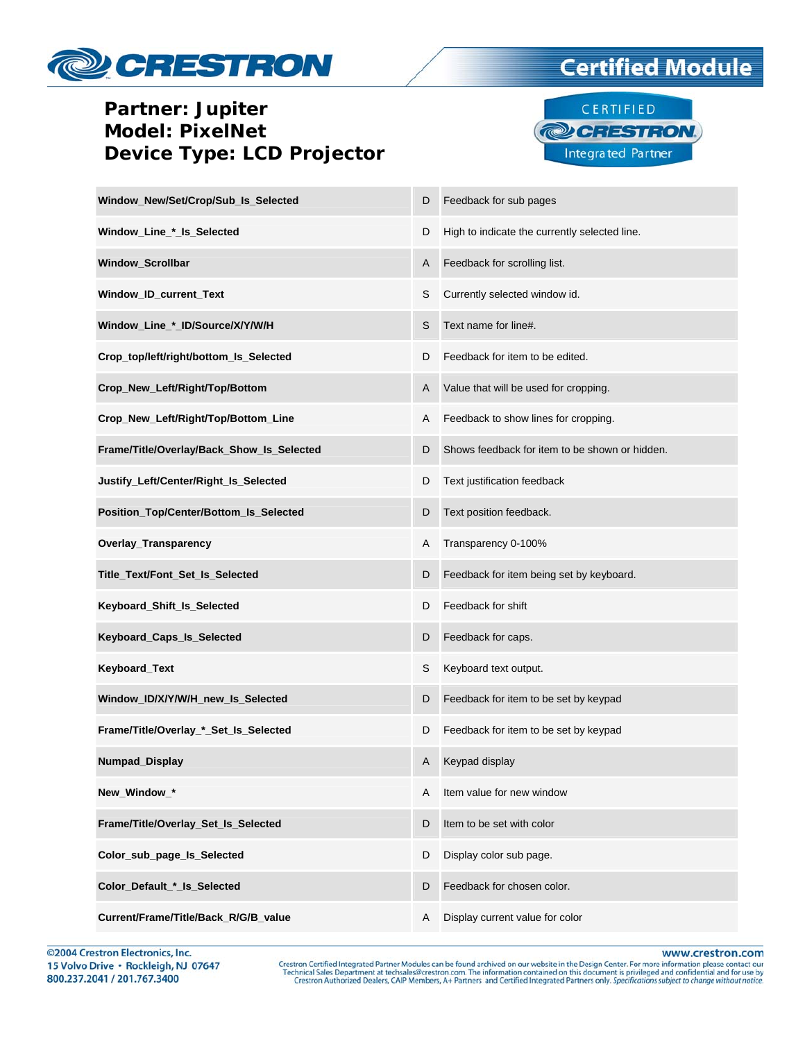**Partner: Jupiter**
**Model: PixelNet**
**Device Type: LCD Projector**

| | | |
|---|---|---|
| **Window_New/Set/Crop/Sub_Is_Selected** | D | Feedback for sub pages |
| **Window_Line_*_Is_Selected** | D | High to indicate the currently selected line. |
| **Window_Scrollbar** | A | Feedback for scrolling list. |
| **Window_ID_current_Text** | S | Currently selected window id. |
| **Window_Line_*_ID/Source/X/Y/W/H** | S | Text name for line#. |
| **Crop_top/left/right/bottom_Is_Selected** | D | Feedback for item to be edited. |
| **Crop_New_Left/Right/Top/Bottom** | A | Value that will be used for cropping. |
| **Crop_New_Left/Right/Top/Bottom_Line** | A | Feedback to show lines for cropping. |
| **Frame/Title/Overlay/Back_Show_Is_Selected** | D | Shows feedback for item to be shown or hidden. |
| **Justify_Left/Center/Right_Is_Selected** | D | Text justification feedback |
| **Position_Top/Center/Bottom_Is_Selected** | D | Text position feedback. |
| **Overlay_Transparency** | A | Transparency 0-100% |
| **Title_Text/Font_Set_Is_Selected** | D | Feedback for item being set by keyboard. |
| **Keyboard_Shift_Is_Selected** | D | Feedback for shift |
| **Keyboard_Caps_Is_Selected** | D | Feedback for caps. |
| **Keyboard_Text** | S | Keyboard text output. |
| **Window_ID/X/Y/W/H_new_Is_Selected** | D | Feedback for item to be set by keypad |
| **Frame/Title/Overlay_*_Set_Is_Selected** | D | Feedback for item to be set by keypad |
| **Numpad_Display** | A | Keypad display |
| **New_Window_*** | A | Item value for new window |
| **Frame/Title/Overlay_Set_Is_Selected** | D | Item to be set with color |
| **Color_sub_page_Is_Selected** | D | Display color sub page. |
| **Color_Default_*_Is_Selected** | D | Feedback for chosen color. |
| **Current/Frame/Title/Back_R/G/B_value** | A | Display current value for color |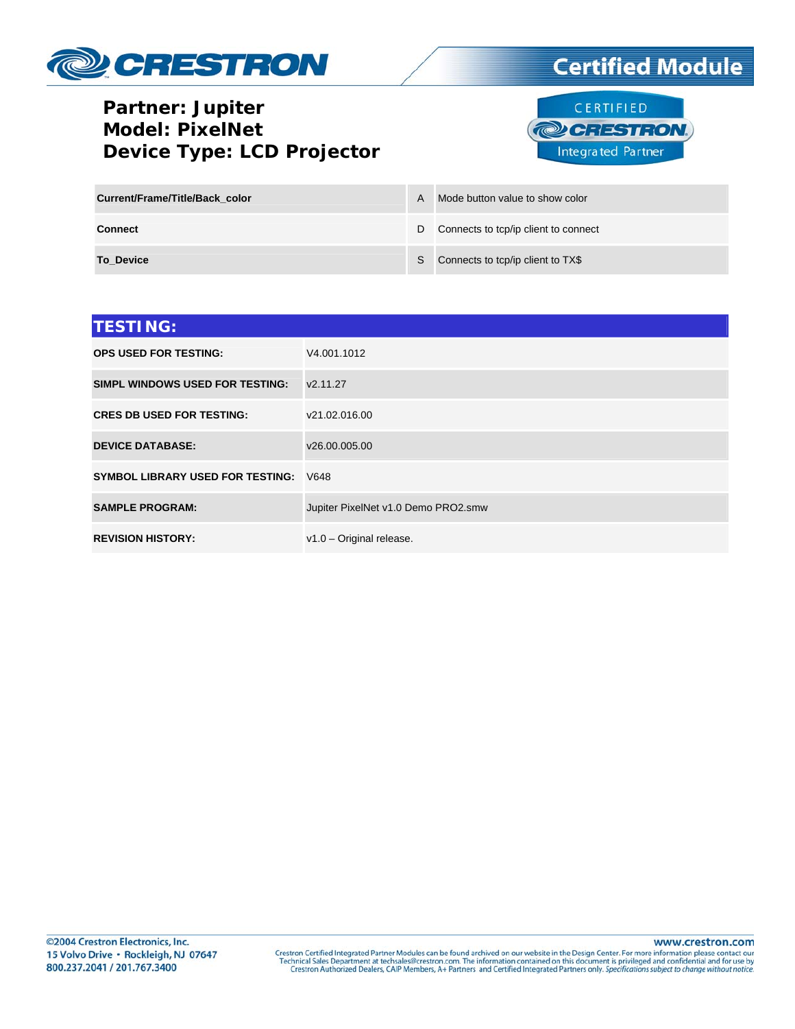**Partner: Jupiter**
**Model: PixelNet**
**Device Type: LCD Projector**

| | | |
|---|---|---|
| **Current/Frame/Title/Back_color** | A | Mode button value to show color |
| **Connect** | D | Connects to tcp/ip client to connect |
| **To_Device** | S | Connects to tcp/ip client to TX$ |

## TESTING:

| | |
|---|---|
| **OPS USED FOR TESTING:** | V4.001.1012 |
| **SIMPL WINDOWS USED FOR TESTING:** | v2.11.27 |
| **CRES DB USED FOR TESTING:** | v21.02.016.00 |
| **DEVICE DATABASE:** | v26.00.005.00 |
| **SYMBOL LIBRARY USED FOR TESTING:** | V648 |
| **SAMPLE PROGRAM:** | Jupiter PixelNet v1.0 Demo PRO2.smw |
| **REVISION HISTORY:** | v1.0 – Original release. |